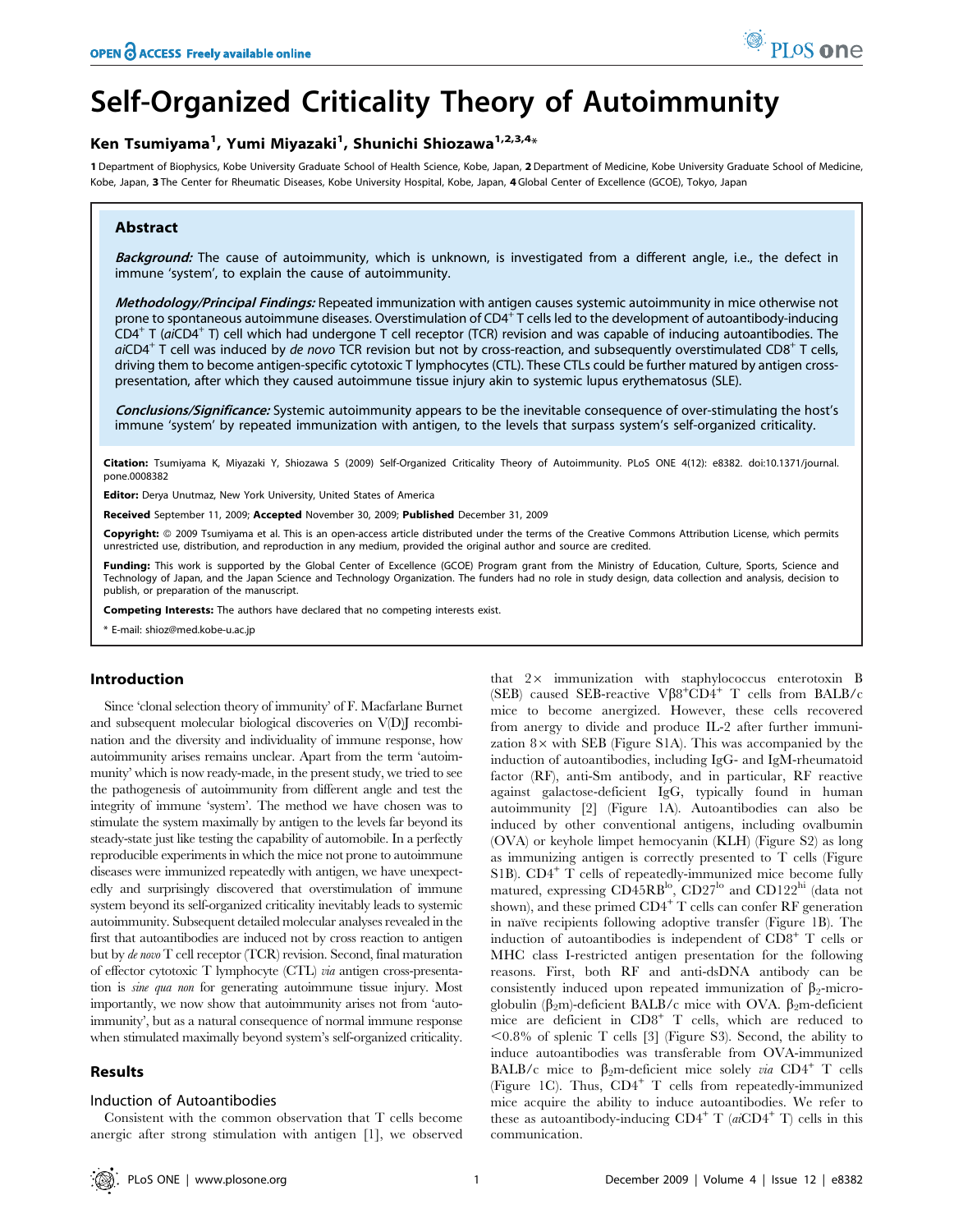# Self-Organized Criticality Theory of Autoimmunity

**Ken Tsumiyama[1], Yumi Miyazaki[1], Shunichi Shiozawa[1,2,3,4]***

1 Department of Biophysics, Kobe University Graduate School of Health Science, Kobe, Japan, 2 Department of Medicine, Kobe University Graduate School of Medicine, Kobe, Japan, 3 The Center for Rheumatic Diseases, Kobe University Hospital, Kobe, Japan, 4 Global Center of Excellence (GCOE), Tokyo, Japan

## Abstract

***Background:*** The cause of autoimmunity, which is unknown, is investigated from a different angle, i.e., the defect in immune 'system', to explain the cause of autoimmunity.

***Methodology/Principal Findings:*** Repeated immunization with antigen causes systemic autoimmunity in mice otherwise not prone to spontaneous autoimmune diseases. Overstimulation of $CD4^+$ T cells led to the development of autoantibody-inducing $CD4^+$ T (*ai*$CD4^+$ T) cell which had undergone T cell receptor (TCR) revision and was capable of inducing autoantibodies. The *ai*$CD4^+$ T cell was induced by *de novo* TCR revision but not by cross-reaction, and subsequently overstimulated $CD8^+$ T cells, driving them to become antigen-specific cytotoxic T lymphocytes (CTL). These CTLs could be further matured by antigen cross-presentation, after which they caused autoimmune tissue injury akin to systemic lupus erythematosus (SLE).

***Conclusions/Significance:*** Systemic autoimmunity appears to be the inevitable consequence of over-stimulating the host's immune 'system' by repeated immunization with antigen, to the levels that surpass system's self-organized criticality.

**Citation:** Tsumiyama K, Miyazaki Y, Shiozawa S (2009) Self-Organized Criticality Theory of Autoimmunity. PLoS ONE 4(12): e8382. doi:10.1371/journal.pone.0008382

**Editor:** Derya Unutmaz, New York University, United States of America

**Received** September 11, 2009; **Accepted** November 30, 2009; **Published** December 31, 2009

**Copyright:** © 2009 Tsumiyama et al. This is an open-access article distributed under the terms of the Creative Commons Attribution License, which permits unrestricted use, distribution, and reproduction in any medium, provided the original author and source are credited.

**Funding:** This work is supported by the Global Center of Excellence (GCOE) Program grant from the Ministry of Education, Culture, Sports, Science and Technology of Japan, and the Japan Science and Technology Organization. The funders had no role in study design, data collection and analysis, decision to publish, or preparation of the manuscript.

**Competing Interests:** The authors have declared that no competing interests exist.

* E-mail: shioz@med.kobe-u.ac.jp

## Introduction

Since 'clonal selection theory of immunity' of F. Macfarlane Burnet and subsequent molecular biological discoveries on V(D)J recombination and the diversity and individuality of immune response, how autoimmunity arises remains unclear. Apart from the term 'autoimmunity' which is now ready-made, in the present study, we tried to see the pathogenesis of autoimmunity from different angle and test the integrity of immune 'system'. The method we have chosen was to stimulate the system maximally by antigen to the levels far beyond its steady-state just like testing the capability of automobile. In a perfectly reproducible experiments in which the mice not prone to autoimmune diseases were immunized repeatedly with antigen, we have unexpectedly and surprisingly discovered that overstimulation of immune system beyond its self-organized criticality inevitably leads to systemic autoimmunity. Subsequent detailed molecular analyses revealed in the first that autoantibodies are induced not by cross reaction to antigen but by *de novo* T cell receptor (TCR) revision. Second, final maturation of effector cytotoxic T lymphocyte (CTL) *via* antigen cross-presentation is *sine qua non* for generating autoimmune tissue injury. Most importantly, we now show that autoimmunity arises not from 'autoimmunity', but as a natural consequence of normal immune response when stimulated maximally beyond system's self-organized criticality.

## Results

### Induction of Autoantibodies

Consistent with the common observation that T cells become anergic after strong stimulation with antigen [1], we observed that 2× immunization with staphylococcus enterotoxin B (SEB) caused SEB-reactive $V\beta8^+CD4^+$ T cells from BALB/c mice to become anergized. However, these cells recovered from anergy to divide and produce IL-2 after further immunization 8× with SEB (Figure S1A). This was accompanied by the induction of autoantibodies, including IgG- and IgM-rheumatoid factor (RF), anti-Sm antibody, and in particular, RF reactive against galactose-deficient IgG, typically found in human autoimmunity [2] (Figure 1A). Autoantibodies can also be induced by other conventional antigens, including ovalbumin (OVA) or keyhole limpet hemocyanin (KLH) (Figure S2) as long as immunizing antigen is correctly presented to T cells (Figure S1B). $CD4^+$ T cells of repeatedly-immunized mice become fully matured, expressing $CD45RB^{lo}$, $CD27^{lo}$ and $CD122^{hi}$ (data not shown), and these primed $CD4^+$ T cells can confer RF generation in naïve recipients following adoptive transfer (Figure 1B). The induction of autoantibodies is independent of $CD8^+$ T cells or MHC class I-restricted antigen presentation for the following reasons. First, both RF and anti-dsDNA antibody can be consistently induced upon repeated immunization of $\beta_2$-microglobulin ($\beta_2$m)-deficient BALB/c mice with OVA. $\beta_2$m-deficient mice are deficient in $CD8^+$ T cells, which are reduced to <0.8% of splenic T cells [3] (Figure S3). Second, the ability to induce autoantibodies was transferable from OVA-immunized BALB/c mice to $\beta_2$m-deficient mice solely *via* $CD4^+$ T cells (Figure 1C). Thus, $CD4^+$ T cells from repeatedly-immunized mice acquire the ability to induce autoantibodies. We refer to these as autoantibody-inducing $CD4^+$ T (*ai*$CD4^+$ T) cells in this communication.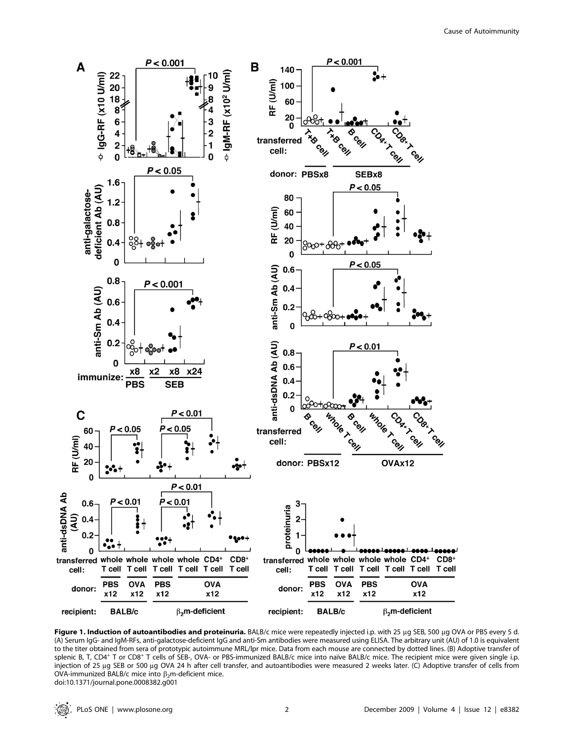**Figure 1. Induction of autoantibodies and proteinuria.** BALB/c mice were repeatedly injected i.p. with 25 µg SEB, 500 µg OVA or PBS every 5 d. (A) Serum IgG- and IgM-RFs, anti-galactose-deficient IgG and anti-Sm antibodies were measured using ELISA. The arbitrary unit (AU) of 1.0 is equivalent to the titer obtained from sera of prototypic autoimmune MRL/lpr mice. Data from each mouse are connected by dotted lines. (B) Adoptive transfer of splenic B, T, $CD4^+$ T or $CD8^+$ T cells of SEB-, OVA- or PBS-immunized BALB/c mice into naïve BALB/c mice. The recipient mice were given single i.p. injection of 25 µg SEB or 500 µg OVA 24 h after cell transfer, and autoantibodies were measured 2 weeks later. (C) Adoptive transfer of cells from OVA-immunized BALB/c mice into $\beta_2$m-deficient mice.

doi:10.1371/journal.pone.0008382.g001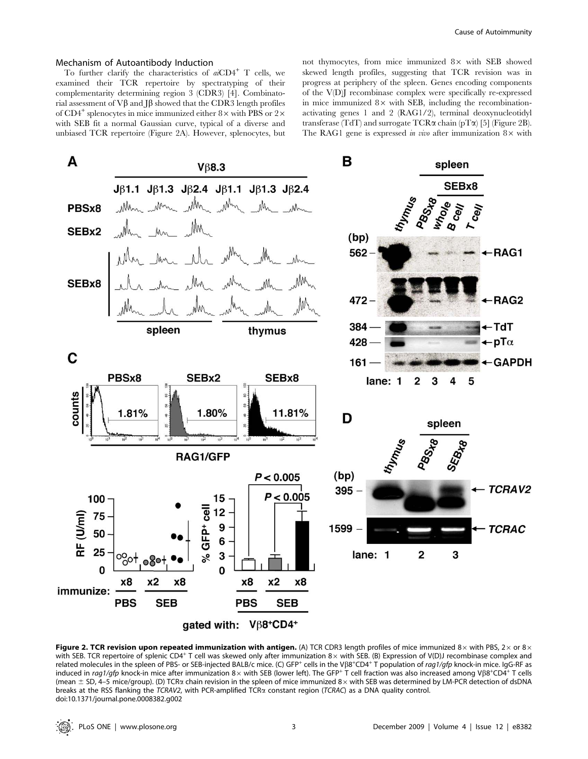### Mechanism of Autoantibody Induction

To further clarify the characteristics of *ai*CD4$^+$ T cells, we examined their TCR repertoire by spectratyping of their complementarity determining region 3 (CDR3) [4]. Combinatorial assessment of Vβ and Jβ showed that the CDR3 length profiles of CD4$^+$ splenocytes in mice immunized either 8× with PBS or 2× with SEB fit a normal Gaussian curve, typical of a diverse and unbiased TCR repertoire (Figure 2A). However, splenocytes, but not thymocytes, from mice immunized 8× with SEB showed skewed length profiles, suggesting that TCR revision was in progress at periphery of the spleen. Genes encoding components of the V(D)J recombinase complex were specifically re-expressed in mice immunized 8× with SEB, including the recombination-activating genes 1 and 2 (RAG1/2), terminal deoxynucleotidyl transferase (TdT) and surrogate TCRα chain (pTα) [5] (Figure 2B). The RAG1 gene is expressed *in vivo* after immunization 8× with

**Figure 2. TCR revision upon repeated immunization with antigen.** (A) TCR CDR3 length profiles of mice immunized 8× with PBS, 2× or 8× with SEB. TCR repertoire of splenic CD4$^+$ T cell was skewed only after immunization 8× with SEB. (B) Expression of V(D)J recombinase complex and related molecules in the spleen of PBS- or SEB-injected BALB/c mice. (C) GFP$^+$ cells in the Vβ8$^+$CD4$^+$ T population of *rag1/gfp* knock-in mice. IgG-RF as induced in *rag1/gfp* knock-in mice after immunization 8× with SEB (lower left). The GFP$^+$ T cell fraction was also increased among Vβ8$^+$CD4$^+$ T cells (mean ± SD, 4–5 mice/group). (D) TCRα chain revision in the spleen of mice immunized 8× with SEB was determined by LM-PCR detection of dsDNA breaks at the RSS flanking the *TCRAV2*, with PCR-amplified TCRα constant region (*TCRAC*) as a DNA quality control.
doi:10.1371/journal.pone.0008382.g002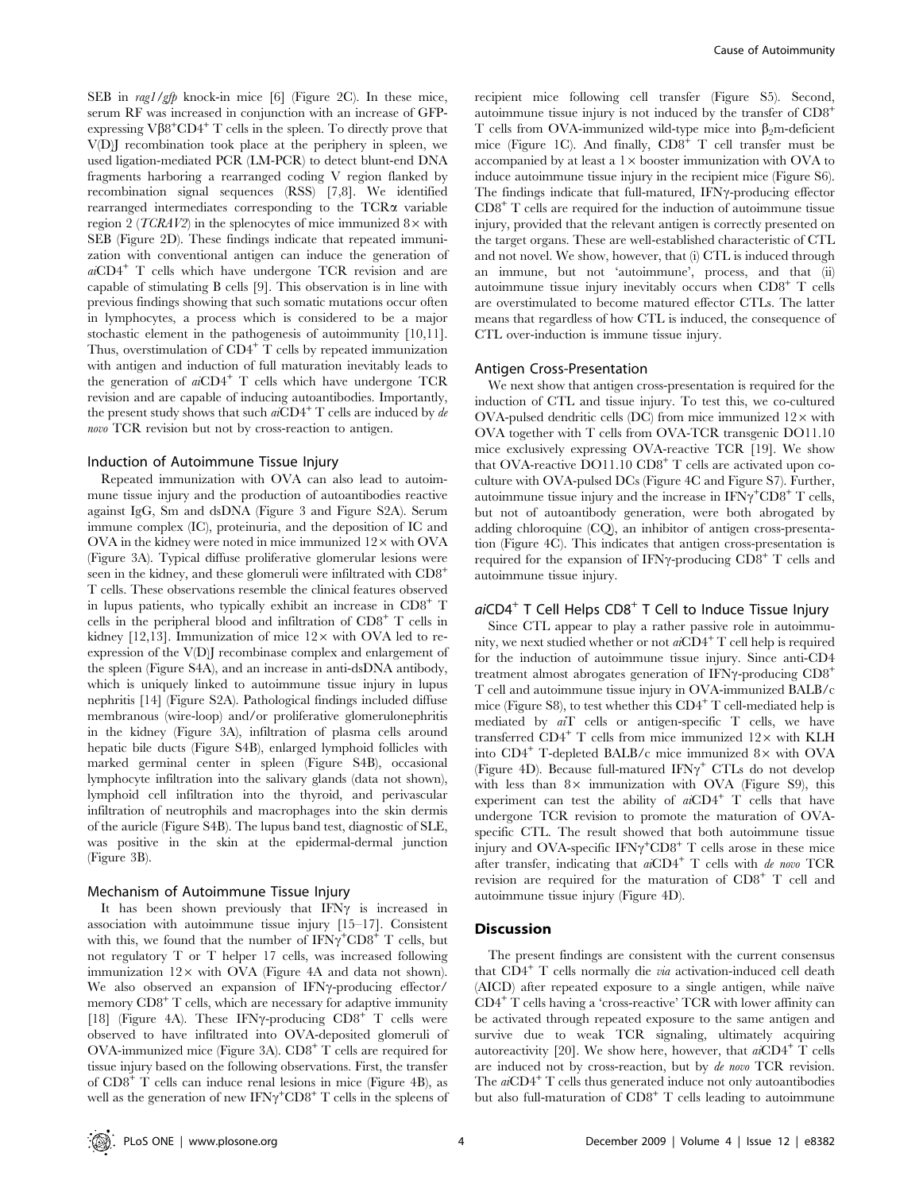SEB in *rag1/gfp* knock-in mice [6] (Figure 2C). In these mice, serum RF was increased in conjunction with an increase of GFP-expressing $V\beta 8^+CD4^+$ T cells in the spleen. To directly prove that V(D)J recombination took place at the periphery in spleen, we used ligation-mediated PCR (LM-PCR) to detect blunt-end DNA fragments harboring a rearranged coding V region flanked by recombination signal sequences (RSS) [7,8]. We identified rearranged intermediates corresponding to the TCRα variable region 2 (*TCRAV2*) in the splenocytes of mice immunized 8× with SEB (Figure 2D). These findings indicate that repeated immunization with conventional antigen can induce the generation of *ai*$CD4^+$ T cells which have undergone TCR revision and are capable of stimulating B cells [9]. This observation is in line with previous findings showing that such somatic mutations occur often in lymphocytes, a process which is considered to be a major stochastic element in the pathogenesis of autoimmunity [10,11]. Thus, overstimulation of $CD4^+$ T cells by repeated immunization with antigen and induction of full maturation inevitably leads to the generation of *ai*$CD4^+$ T cells which have undergone TCR revision and are capable of inducing autoantibodies. Importantly, the present study shows that such *ai*$CD4^+$ T cells are induced by *de novo* TCR revision but not by cross-reaction to antigen.

### Induction of Autoimmune Tissue Injury

Repeated immunization with OVA can also lead to autoimmune tissue injury and the production of autoantibodies reactive against IgG, Sm and dsDNA (Figure 3 and Figure S2A). Serum immune complex (IC), proteinuria, and the deposition of IC and OVA in the kidney were noted in mice immunized 12× with OVA (Figure 3A). Typical diffuse proliferative glomerular lesions were seen in the kidney, and these glomeruli were infiltrated with $CD8^+$ T cells. These observations resemble the clinical features observed in lupus patients, who typically exhibit an increase in $CD8^+$ T cells in the peripheral blood and infiltration of $CD8^+$ T cells in kidney [12,13]. Immunization of mice 12× with OVA led to re-expression of the V(D)J recombinase complex and enlargement of the spleen (Figure S4A), and an increase in anti-dsDNA antibody, which is uniquely linked to autoimmune tissue injury in lupus nephritis [14] (Figure S2A). Pathological findings included diffuse membranous (wire-loop) and/or proliferative glomerulonephritis in the kidney (Figure 3A), infiltration of plasma cells around hepatic bile ducts (Figure S4B), enlarged lymphoid follicles with marked germinal center in spleen (Figure S4B), occasional lymphocyte infiltration into the salivary glands (data not shown), lymphoid cell infiltration into the thyroid, and perivascular infiltration of neutrophils and macrophages into the skin dermis of the auricle (Figure S4B). The lupus band test, diagnostic of SLE, was positive in the skin at the epidermal-dermal junction (Figure 3B).

### Mechanism of Autoimmune Tissue Injury

It has been shown previously that IFNγ is increased in association with autoimmune tissue injury [15–17]. Consistent with this, we found that the number of $IFN\gamma^+CD8^+$ T cells, but not regulatory T or T helper 17 cells, was increased following immunization 12× with OVA (Figure 4A and data not shown). We also observed an expansion of IFNγ-producing effector/memory $CD8^+$ T cells, which are necessary for adaptive immunity [18] (Figure 4A). These IFNγ-producing $CD8^+$ T cells were observed to have infiltrated into OVA-deposited glomeruli of OVA-immunized mice (Figure 3A). $CD8^+$ T cells are required for tissue injury based on the following observations. First, the transfer of $CD8^+$ T cells can induce renal lesions in mice (Figure 4B), as well as the generation of new $IFN\gamma^+CD8^+$ T cells in the spleens of recipient mice following cell transfer (Figure S5). Second, autoimmune tissue injury is not induced by the transfer of $CD8^+$ T cells from OVA-immunized wild-type mice into $\beta_2$m-deficient mice (Figure 1C). And finally, $CD8^+$ T cell transfer must be accompanied by at least a 1× booster immunization with OVA to induce autoimmune tissue injury in the recipient mice (Figure S6). The findings indicate that full-matured, IFNγ-producing effector $CD8^+$ T cells are required for the induction of autoimmune tissue injury, provided that the relevant antigen is correctly presented on the target organs. These are well-established characteristic of CTL and not novel. We show, however, that (i) CTL is induced through an immune, but not 'autoimmune', process, and that (ii) autoimmune tissue injury inevitably occurs when $CD8^+$ T cells are overstimulated to become matured effector CTLs. The latter means that regardless of how CTL is induced, the consequence of CTL over-induction is immune tissue injury.

### Antigen Cross-Presentation

We next show that antigen cross-presentation is required for the induction of CTL and tissue injury. To test this, we co-cultured OVA-pulsed dendritic cells (DC) from mice immunized 12× with OVA together with T cells from OVA-TCR transgenic DO11.10 mice exclusively expressing OVA-reactive TCR [19]. We show that OVA-reactive DO11.10 $CD8^+$ T cells are activated upon co-culture with OVA-pulsed DCs (Figure 4C and Figure S7). Further, autoimmune tissue injury and the increase in $IFN\gamma^+CD8^+$ T cells, but not of autoantibody generation, were both abrogated by adding chloroquine (CQ), an inhibitor of antigen cross-presentation (Figure 4C). This indicates that antigen cross-presentation is required for the expansion of IFNγ-producing $CD8^+$ T cells and autoimmune tissue injury.

### *ai*$CD4^+$ T Cell Helps $CD8^+$ T Cell to Induce Tissue Injury

Since CTL appear to play a rather passive role in autoimmunity, we next studied whether or not *ai*$CD4^+$ T cell help is required for the induction of autoimmune tissue injury. Since anti-CD4 treatment almost abrogates generation of IFNγ-producing $CD8^+$ T cell and autoimmune tissue injury in OVA-immunized BALB/c mice (Figure S8), to test whether this $CD4^+$ T cell-mediated help is mediated by *ai*T cells or antigen-specific T cells, we have transferred $CD4^+$ T cells from mice immunized 12× with KLH into $CD4^+$ T-depleted BALB/c mice immunized 8× with OVA (Figure 4D). Because full-matured $IFN\gamma^+$ CTLs do not develop with less than 8× immunization with OVA (Figure S9), this experiment can test the ability of *ai*$CD4^+$ T cells that have undergone TCR revision to promote the maturation of OVA-specific CTL. The result showed that both autoimmune tissue injury and OVA-specific $IFN\gamma^+CD8^+$ T cells arose in these mice after transfer, indicating that *ai*$CD4^+$ T cells with *de novo* TCR revision are required for the maturation of $CD8^+$ T cell and autoimmune tissue injury (Figure 4D).

## Discussion

The present findings are consistent with the current consensus that $CD4^+$ T cells normally die *via* activation-induced cell death (AICD) after repeated exposure to a single antigen, while naïve $CD4^+$ T cells having a 'cross-reactive' TCR with lower affinity can be activated through repeated exposure to the same antigen and survive due to weak TCR signaling, ultimately acquiring autoreactivity [20]. We show here, however, that *ai*$CD4^+$ T cells are induced not by cross-reaction, but by *de novo* TCR revision. The *ai*$CD4^+$ T cells thus generated induce not only autoantibodies but also full-maturation of $CD8^+$ T cells leading to autoimmune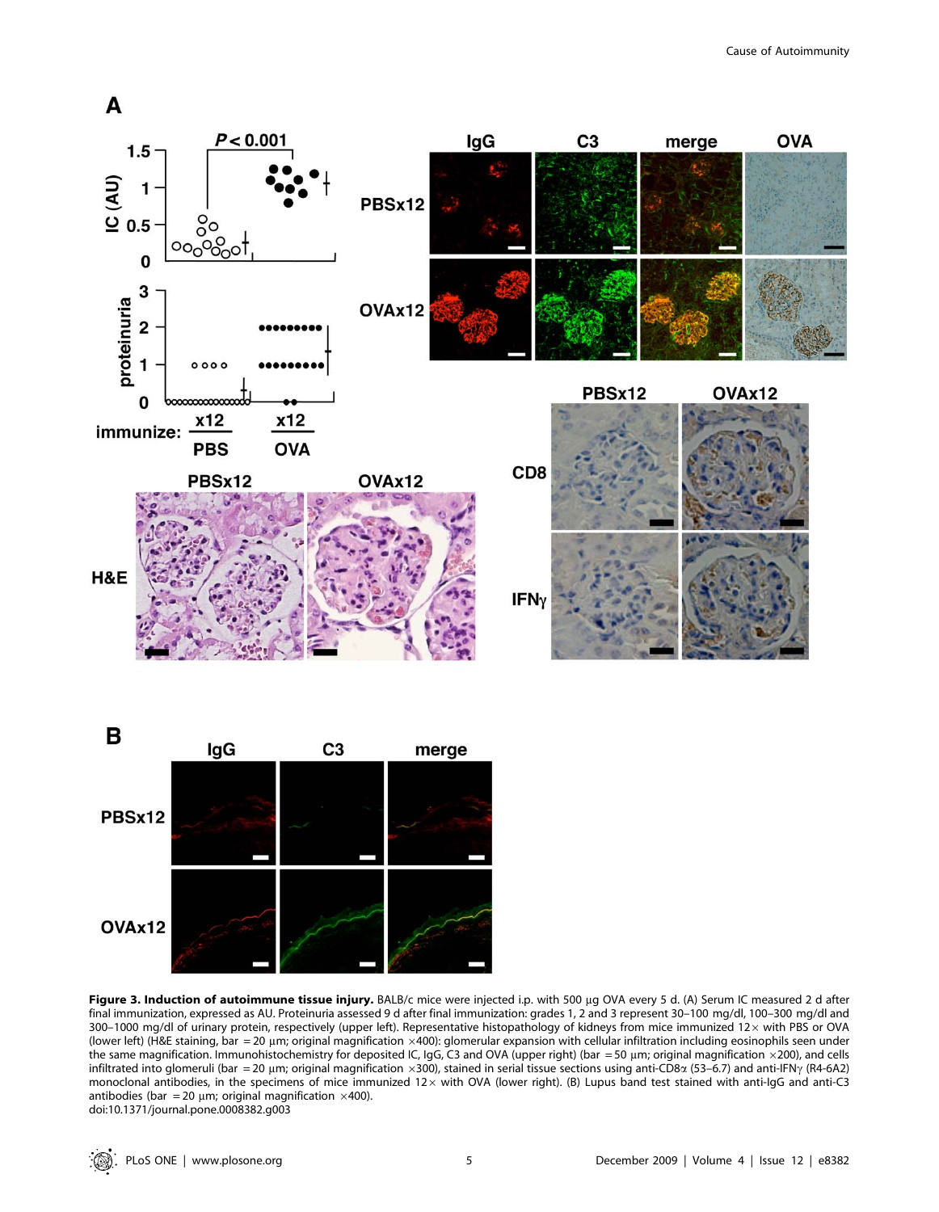**Figure 3. Induction of autoimmune tissue injury.** BALB/c mice were injected i.p. with 500 µg OVA every 5 d. (A) Serum IC measured 2 d after final immunization, expressed as AU. Proteinuria assessed 9 d after final immunization: grades 1, 2 and 3 represent 30–100 mg/dl, 100–300 mg/dl and 300–1000 mg/dl of urinary protein, respectively (upper left). Representative histopathology of kidneys from mice immunized 12× with PBS or OVA (lower left) (H&E staining, bar = 20 µm; original magnification ×400): glomerular expansion with cellular infiltration including eosinophils seen under the same magnification. Immunohistochemistry for deposited IC, IgG, C3 and OVA (upper right) (bar = 50 µm; original magnification ×200), and cells infiltrated into glomeruli (bar = 20 µm; original magnification ×300), stained in serial tissue sections using anti-CD8α (53–6.7) and anti-IFNγ (R4-6A2) monoclonal antibodies, in the specimens of mice immunized 12× with OVA (lower right). (B) Lupus band test stained with anti-IgG and anti-C3 antibodies (bar = 20 µm; original magnification ×400).
doi:10.1371/journal.pone.0008382.g003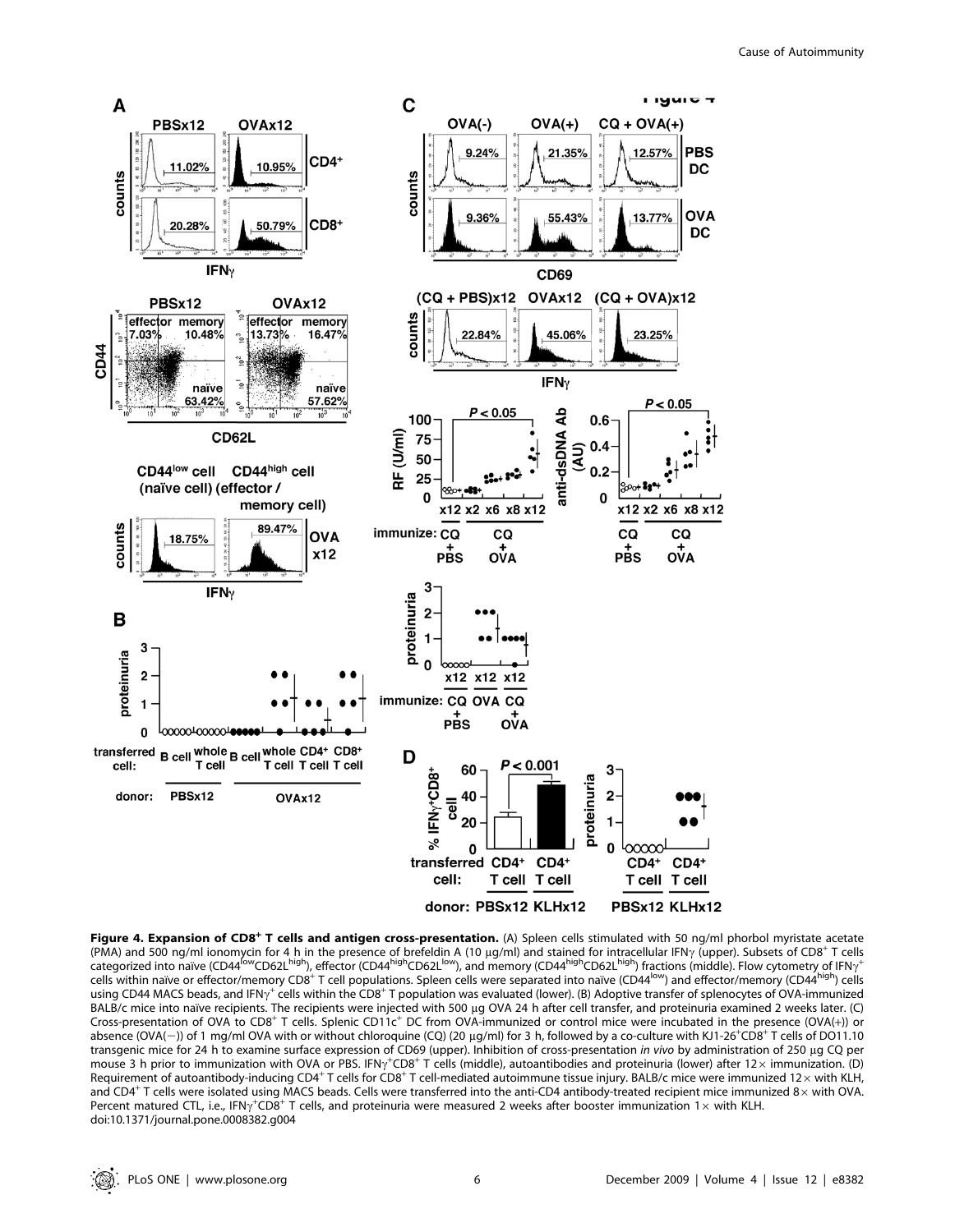**Figure 4. Expansion of CD8$^+$ T cells and antigen cross-presentation.** (A) Spleen cells stimulated with 50 ng/ml phorbol myristate acetate (PMA) and 500 ng/ml ionomycin for 4 h in the presence of brefeldin A (10 μg/ml) and stained for intracellular IFNγ (upper). Subsets of CD8$^+$ T cells categorized into naïve (CD44$^{low}$CD62L$^{high}$), effector (CD44$^{high}$CD62L$^{low}$), and memory (CD44$^{high}$CD62L$^{high}$) fractions (middle). Flow cytometry of IFNγ$^+$ cells within naïve or effector/memory CD8$^+$ T cell populations. Spleen cells were separated into naïve (CD44$^{low}$) and effector/memory (CD44$^{high}$) cells using CD44 MACS beads, and IFNγ$^+$ cells within the CD8$^+$ T population was evaluated (lower). (B) Adoptive transfer of splenocytes of OVA-immunized BALB/c mice into naïve recipients. The recipients were injected with 500 μg OVA 24 h after cell transfer, and proteinuria examined 2 weeks later. (C) Cross-presentation of OVA to CD8$^+$ T cells. Splenic CD11c$^+$ DC from OVA-immunized or control mice were incubated in the presence (OVA(+)) or absence (OVA(−)) of 1 mg/ml OVA with or without chloroquine (CQ) (20 μg/ml) for 3 h, followed by a co-culture with KJ1-26$^+$CD8$^+$ T cells of DO11.10 transgenic mice for 24 h to examine surface expression of CD69 (upper). Inhibition of cross-presentation *in vivo* by administration of 250 μg CQ per mouse 3 h prior to immunization with OVA or PBS. IFNγ$^+$CD8$^+$ T cells (middle), autoantibodies and proteinuria (lower) after 12× immunization. (D) Requirement of autoantibody-inducing CD4$^+$ T cells for CD8$^+$ T cell-mediated autoimmune tissue injury. BALB/c mice were immunized 12× with KLH, and CD4$^+$ T cells were isolated using MACS beads. Cells were transferred into the anti-CD4 antibody-treated recipient mice immunized 8× with OVA. Percent matured CTL, i.e., IFNγ$^+$CD8$^+$ T cells, and proteinuria were measured 2 weeks after booster immunization 1× with KLH.
doi:10.1371/journal.pone.0008382.g004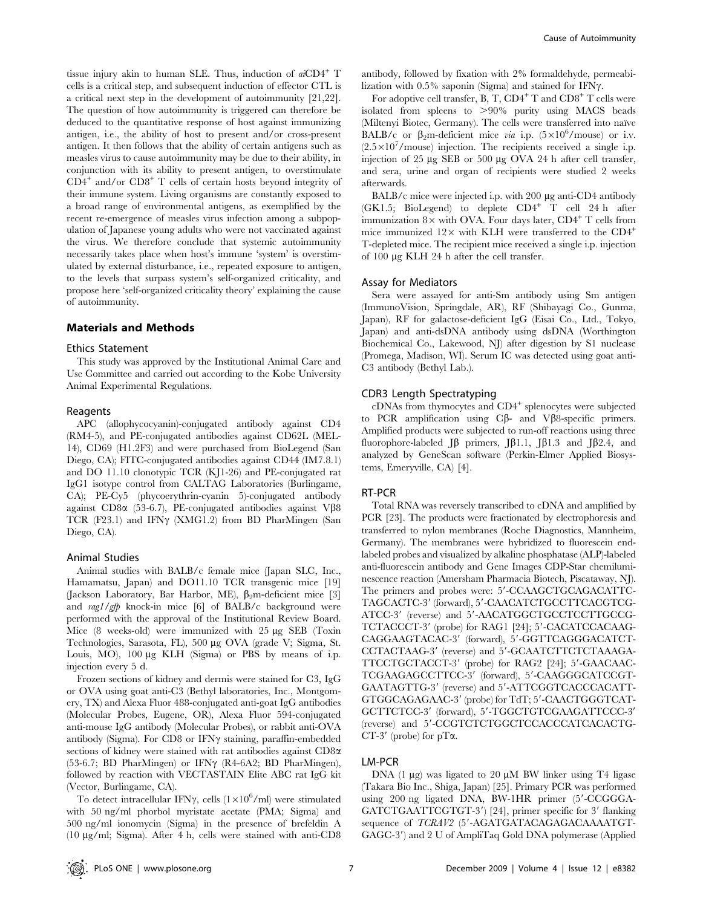tissue injury akin to human SLE. Thus, induction of *ai*CD4$^+$ T cells is a critical step, and subsequent induction of effector CTL is a critical next step in the development of autoimmunity [21,22]. The question of how autoimmunity is triggered can therefore be deduced to the quantitative response of host against immunizing antigen, i.e., the ability of host to present and/or cross-present antigen. It then follows that the ability of certain antigens such as measles virus to cause autoimmunity may be due to their ability, in conjunction with its ability to present antigen, to overstimulate CD4$^+$ and/or CD8$^+$ T cells of certain hosts beyond integrity of their immune system. Living organisms are constantly exposed to a broad range of environmental antigens, as exemplified by the recent re-emergence of measles virus infection among a subpopulation of Japanese young adults who were not vaccinated against the virus. We therefore conclude that systemic autoimmunity necessarily takes place when host's immune 'system' is overstimulated by external disturbance, i.e., repeated exposure to antigen, to the levels that surpass system's self-organized criticality, and propose here 'self-organized criticality theory' explaining the cause of autoimmunity.

## Materials and Methods

### Ethics Statement

This study was approved by the Institutional Animal Care and Use Committee and carried out according to the Kobe University Animal Experimental Regulations.

### Reagents

APC (allophycocyanin)-conjugated antibody against CD4 (RM4-5), and PE-conjugated antibodies against CD62L (MEL-14), CD69 (H1.2F3) and were purchased from BioLegend (San Diego, CA); FITC-conjugated antibodies against CD44 (IM7.8.1) and DO 11.10 clonotypic TCR (KJ1-26) and PE-conjugated rat IgG1 isotype control from CALTAG Laboratories (Burlingame, CA); PE-Cy5 (phycoerythrin-cyanin 5)-conjugated antibody against CD8α (53-6.7), PE-conjugated antibodies against Vβ8 TCR (F23.1) and IFNγ (XMG1.2) from BD PharMingen (San Diego, CA).

### Animal Studies

Animal studies with BALB/c female mice (Japan SLC, Inc., Hamamatsu, Japan) and DO11.10 TCR transgenic mice [19] (Jackson Laboratory, Bar Harbor, ME), $\beta_2$m-deficient mice [3] and *rag1/gfp* knock-in mice [6] of BALB/c background were performed with the approval of the Institutional Review Board. Mice (8 weeks-old) were immunized with 25 µg SEB (Toxin Technologies, Sarasota, FL), 500 µg OVA (grade V; Sigma, St. Louis, MO), 100 µg KLH (Sigma) or PBS by means of i.p. injection every 5 d.

Frozen sections of kidney and dermis were stained for C3, IgG or OVA using goat anti-C3 (Bethyl laboratories, Inc., Montgomery, TX) and Alexa Fluor 488-conjugated anti-goat IgG antibodies (Molecular Probes, Eugene, OR), Alexa Fluor 594-conjugated anti-mouse IgG antibody (Molecular Probes), or rabbit anti-OVA antibody (Sigma). For CD8 or IFNγ staining, paraffin-embedded sections of kidney were stained with rat antibodies against CD8α (53-6.7; BD PharMingen) or IFNγ (R4-6A2; BD PharMingen), followed by reaction with VECTASTAIN Elite ABC rat IgG kit (Vector, Burlingame, CA).

To detect intracellular IFNγ, cells ($1\times10^6$/ml) were stimulated with 50 ng/ml phorbol myristate acetate (PMA; Sigma) and 500 ng/ml ionomycin (Sigma) in the presence of brefeldin A (10 µg/ml; Sigma). After 4 h, cells were stained with anti-CD8 antibody, followed by fixation with 2% formaldehyde, permeabilization with 0.5% saponin (Sigma) and stained for IFNγ.

For adoptive cell transfer, B, T, CD4$^+$ T and CD8$^+$ T cells were isolated from spleens to >90% purity using MACS beads (Miltenyi Biotec, Germany). The cells were transferred into naïve BALB/c or $\beta_2$m-deficient mice *via* i.p. ($5\times10^6$/mouse) or i.v. ($2.5\times10^7$/mouse) injection. The recipients received a single i.p. injection of 25 µg SEB or 500 µg OVA 24 h after cell transfer, and sera, urine and organ of recipients were studied 2 weeks afterwards.

BALB/c mice were injected i.p. with 200 µg anti-CD4 antibody (GK1.5; BioLegend) to deplete CD4$^+$ T cell 24 h after immunization 8× with OVA. Four days later, CD4$^+$ T cells from mice immunized 12× with KLH were transferred to the CD4$^+$ T-depleted mice. The recipient mice received a single i.p. injection of 100 µg KLH 24 h after the cell transfer.

### Assay for Mediators

Sera were assayed for anti-Sm antibody using Sm antigen (ImmunoVision, Springdale, AR), RF (Shibayagi Co., Gunma, Japan), RF for galactose-deficient IgG (Eisai Co., Ltd., Tokyo, Japan) and anti-dsDNA antibody using dsDNA (Worthington Biochemical Co., Lakewood, NJ) after digestion by S1 nuclease (Promega, Madison, WI). Serum IC was detected using goat anti-C3 antibody (Bethyl Lab.).

### CDR3 Length Spectratyping

cDNAs from thymocytes and CD4$^+$ splenocytes were subjected to PCR amplification using Cβ- and Vβ8-specific primers. Amplified products were subjected to run-off reactions using three fluorophore-labeled Jβ primers, Jβ1.1, Jβ1.3 and Jβ2.4, and analyzed by GeneScan software (Perkin-Elmer Applied Biosystems, Emeryville, CA) [4].

### RT-PCR

Total RNA was reversely transcribed to cDNA and amplified by PCR [23]. The products were fractionated by electrophoresis and transferred to nylon membranes (Roche Diagnostics, Mannheim, Germany). The membranes were hybridized to fluorescein end-labeled probes and visualized by alkaline phosphatase (ALP)-labeled anti-fluorescein antibody and Gene Images CDP-Star chemiluminescence reaction (Amersham Pharmacia Biotech, Piscataway, NJ). The primers and probes were: 5′-CCAAGCTGCAGACATTCTAGCACTC-3′ (forward), 5′-CAACATCTGCCTTCACGTCGATCC-3′ (reverse) and 5′-AACATGGCTGCCTCCTTGCCGTCTACCCT-3′ (probe) for RAG1 [24]; 5′-CACATCCACAAGCAGGAAGTACAC-3′ (forward), 5′-GGTTCAGGGACATCTCCTACTAAG-3′ (reverse) and 5′-GCAATCTTCTCTAAAGATTCCTGCTACCT-3′ (probe) for RAG2 [24]; 5′-GAACAACTCGAAGAGCCTTCC-3′ (forward), 5′-CAAGGGCATCCGTGAATAGTTG-3′ (reverse) and 5′-ATTCGGTCACCCACATTGTGGCAGAGAAC-3′ (probe) for TdT; 5′-CAACTGGGTCATGCTTCTCC-3′ (forward), 5′-TGGCTGTCGAAGATTCCC-3′ (reverse) and 5′-CCGTCTCTGGCTCCACCCATCACACTGCT-3′ (probe) for pTα.

### LM-PCR

DNA (1 µg) was ligated to 20 µM BW linker using T4 ligase (Takara Bio Inc., Shiga, Japan) [25]. Primary PCR was performed using 200 ng ligated DNA, BW-1HR primer (5′-CCGGGAGATCTGAATTCGTGT-3′) [24], primer specific for 3′ flanking sequence of *TCRAV2* (5′-AGATGATACAGAGACAAAATGTGAGC-3′) and 2 U of AmpliTaq Gold DNA polymerase (Applied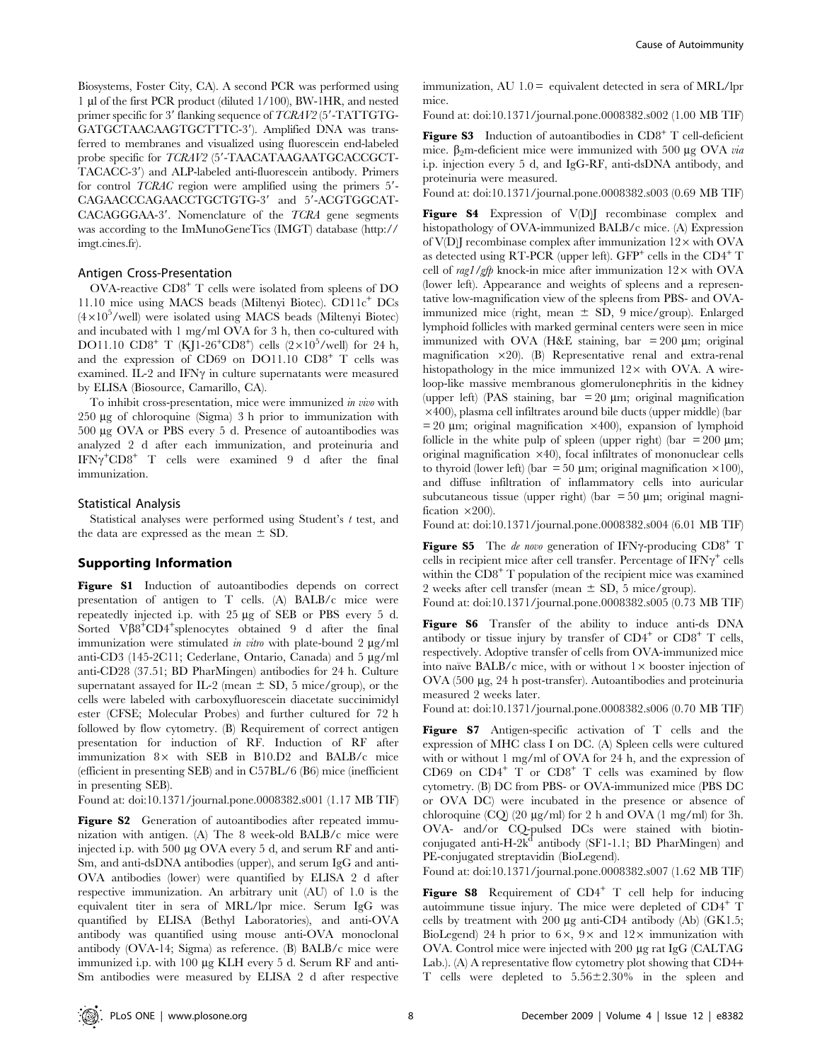Biosystems, Foster City, CA). A second PCR was performed using 1 μl of the first PCR product (diluted 1/100), BW-1HR, and nested primer specific for 3′ flanking sequence of *TCRAV2* (5′-TATTGTGGATGCTAACAAGTGCTTTC-3′). Amplified DNA was transferred to membranes and visualized using fluorescein end-labeled probe specific for *TCRAV2* (5′-TAACATAAGAATGCACCGCTTACACC-3′) and ALP-labeled anti-fluorescein antibody. Primers for control *TCRAC* region were amplified using the primers 5′-CAGAACCCAGAACCTGCTGTG-3′ and 5′-ACGTGGCATCACAGGGAA-3′. Nomenclature of the *TCRA* gene segments was according to the ImMunoGeneTics (IMGT) database (http://imgt.cines.fr).

### Antigen Cross-Presentation

OVA-reactive $CD8^+$ T cells were isolated from spleens of DO 11.10 mice using MACS beads (Miltenyi Biotec). $CD11c^+$ DCs ($4\times10^5$/well) were isolated using MACS beads (Miltenyi Biotec) and incubated with 1 mg/ml OVA for 3 h, then co-cultured with DO11.10 $CD8^+$ T ($KJ1\text{-}26^+CD8^+$) cells ($2\times10^5$/well) for 24 h, and the expression of CD69 on DO11.10 $CD8^+$ T cells was examined. IL-2 and IFNγ in culture supernatants were measured by ELISA (Biosource, Camarillo, CA).

To inhibit cross-presentation, mice were immunized *in vivo* with 250 μg of chloroquine (Sigma) 3 h prior to immunization with 500 μg OVA or PBS every 5 d. Presence of autoantibodies was analyzed 2 d after each immunization, and proteinuria and $IFN\gamma^+CD8^+$ T cells were examined 9 d after the final immunization.

### Statistical Analysis

Statistical analyses were performed using Student's *t* test, and the data are expressed as the mean ± SD.

## Supporting Information

**Figure S1** Induction of autoantibodies depends on correct presentation of antigen to T cells. (A) BALB/c mice were repeatedly injected i.p. with 25 μg of SEB or PBS every 5 d. Sorted $V\beta8^+CD4^+$splenocytes obtained 9 d after the final immunization were stimulated *in vitro* with plate-bound 2 μg/ml anti-CD3 (145-2C11; Cederlane, Ontario, Canada) and 5 μg/ml anti-CD28 (37.51; BD PharMingen) antibodies for 24 h. Culture supernatant assayed for IL-2 (mean ± SD, 5 mice/group), or the cells were labeled with carboxyfluorescein diacetate succinimidyl ester (CFSE; Molecular Probes) and further cultured for 72 h followed by flow cytometry. (B) Requirement of correct antigen presentation for induction of RF. Induction of RF after immunization 8× with SEB in B10.D2 and BALB/c mice (efficient in presenting SEB) and in C57BL/6 (B6) mice (inefficient in presenting SEB).

Found at: doi:10.1371/journal.pone.0008382.s001 (1.17 MB TIF)

**Figure S2** Generation of autoantibodies after repeated immunization with antigen. (A) The 8 week-old BALB/c mice were injected i.p. with 500 μg OVA every 5 d, and serum RF and anti-Sm, and anti-dsDNA antibodies (upper), and serum IgG and anti-OVA antibodies (lower) were quantified by ELISA 2 d after respective immunization. An arbitrary unit (AU) of 1.0 is the equivalent titer in sera of MRL/lpr mice. Serum IgG was quantified by ELISA (Bethyl Laboratories), and anti-OVA antibody was quantified using mouse anti-OVA monoclonal antibody (OVA-14; Sigma) as reference. (B) BALB/c mice were immunized i.p. with 100 μg KLH every 5 d. Serum RF and anti-Sm antibodies were measured by ELISA 2 d after respective immunization, AU 1.0 = equivalent detected in sera of MRL/lpr mice.

Found at: doi:10.1371/journal.pone.0008382.s002 (1.00 MB TIF)

**Figure S3** Induction of autoantibodies in $CD8^+$ T cell-deficient mice. $\beta_2$m-deficient mice were immunized with 500 μg OVA *via* i.p. injection every 5 d, and IgG-RF, anti-dsDNA antibody, and proteinuria were measured.

Found at: doi:10.1371/journal.pone.0008382.s003 (0.69 MB TIF)

**Figure S4** Expression of V(D)J recombinase complex and histopathology of OVA-immunized BALB/c mice. (A) Expression of V(D)J recombinase complex after immunization 12× with OVA as detected using RT-PCR (upper left). $GFP^+$ cells in the $CD4^+$ T cell of *rag1/gfp* knock-in mice after immunization 12× with OVA (lower left). Appearance and weights of spleens and a representative low-magnification view of the spleens from PBS- and OVA-immunized mice (right, mean ± SD, 9 mice/group). Enlarged lymphoid follicles with marked germinal centers were seen in mice immunized with OVA (H&E staining, bar = 200 μm; original magnification ×20). (B) Representative renal and extra-renal histopathology in the mice immunized 12× with OVA. A wire-loop-like massive membranous glomerulonephritis in the kidney (upper left) (PAS staining, bar = 20 μm; original magnification ×400), plasma cell infiltrates around bile ducts (upper middle) (bar = 20 μm; original magnification ×400), expansion of lymphoid follicle in the white pulp of spleen (upper right) (bar = 200 μm; original magnification ×40), focal infiltrates of mononuclear cells to thyroid (lower left) (bar = 50 μm; original magnification ×100), and diffuse infiltration of inflammatory cells into auricular subcutaneous tissue (upper right) (bar = 50 μm; original magnification ×200).

Found at: doi:10.1371/journal.pone.0008382.s004 (6.01 MB TIF)

**Figure S5** The *de novo* generation of IFNγ-producing $CD8^+$ T cells in recipient mice after cell transfer. Percentage of $IFN\gamma^+$ cells within the $CD8^+$ T population of the recipient mice was examined 2 weeks after cell transfer (mean ± SD, 5 mice/group).

Found at: doi:10.1371/journal.pone.0008382.s005 (0.73 MB TIF)

**Figure S6** Transfer of the ability to induce anti-ds DNA antibody or tissue injury by transfer of $CD4^+$ or $CD8^+$ T cells, respectively. Adoptive transfer of cells from OVA-immunized mice into naïve BALB/c mice, with or without 1× booster injection of OVA (500 μg, 24 h post-transfer). Autoantibodies and proteinuria measured 2 weeks later.

Found at: doi:10.1371/journal.pone.0008382.s006 (0.70 MB TIF)

**Figure S7** Antigen-specific activation of T cells and the expression of MHC class I on DC. (A) Spleen cells were cultured with or without 1 mg/ml of OVA for 24 h, and the expression of CD69 on $CD4^+$ T or $CD8^+$ T cells was examined by flow cytometry. (B) DC from PBS- or OVA-immunized mice (PBS DC or OVA DC) were incubated in the presence or absence of chloroquine (CQ) (20 μg/ml) for 2 h and OVA (1 mg/ml) for 3h. OVA- and/or CQ-pulsed DCs were stained with biotin-conjugated anti-H-$2k^d$ antibody (SF1-1.1; BD PharMingen) and PE-conjugated streptavidin (BioLegend).

Found at: doi:10.1371/journal.pone.0008382.s007 (1.62 MB TIF)

**Figure S8** Requirement of $CD4^+$ T cell help for inducing autoimmune tissue injury. The mice were depleted of $CD4^+$ T cells by treatment with 200 μg anti-CD4 antibody (Ab) (GK1.5; BioLegend) 24 h prior to 6×, 9× and 12× immunization with OVA. Control mice were injected with 200 μg rat IgG (CALTAG Lab.). (A) A representative flow cytometry plot showing that CD4+ T cells were depleted to 5.56±2.30% in the spleen and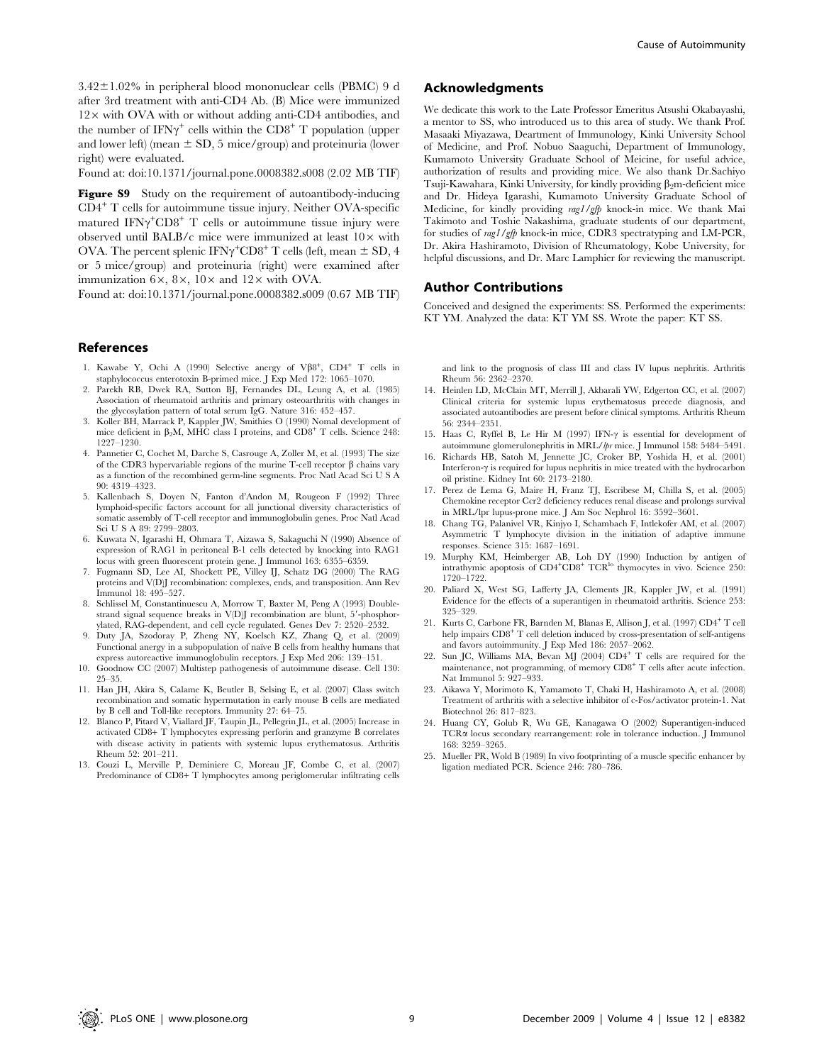3.42±1.02% in peripheral blood mononuclear cells (PBMC) 9 d after 3rd treatment with anti-CD4 Ab. (B) Mice were immunized 12× with OVA with or without adding anti-CD4 antibodies, and the number of IFNγ$^+$ cells within the CD8$^+$ T population (upper and lower left) (mean ± SD, 5 mice/group) and proteinuria (lower right) were evaluated.

Found at: doi:10.1371/journal.pone.0008382.s008 (2.02 MB TIF)

**Figure S9** Study on the requirement of autoantibody-inducing CD4$^+$ T cells for autoimmune tissue injury. Neither OVA-specific matured IFNγ$^+$CD8$^+$ T cells or autoimmune tissue injury were observed until BALB/c mice were immunized at least 10× with OVA. The percent splenic IFNγ$^+$CD8$^+$ T cells (left, mean ± SD, 4 or 5 mice/group) and proteinuria (right) were examined after immunization 6×, 8×, 10× and 12× with OVA.

Found at: doi:10.1371/journal.pone.0008382.s009 (0.67 MB TIF)

## Acknowledgments

We dedicate this work to the Late Professor Emeritus Atsushi Okabayashi, a mentor to SS, who introduced us to this area of study. We thank Prof. Masaaki Miyazawa, Deartment of Immunology, Kinki University School of Medicine, and Prof. Nobuo Saaguchi, Department of Immunology, Kumamoto University Graduate School of Meicine, for useful advice, authorization of results and providing mice. We also thank Dr.Sachiyo Tsuji-Kawahara, Kinki University, for kindly providing $\beta_2$m-deficient mice and Dr. Hideya Igarashi, Kumamoto University Graduate School of Medicine, for kindly providing *rag1/gfp* knock-in mice. We thank Mai Takimoto and Toshie Nakashima, graduate students of our department, for studies of *rag1/gfp* knock-in mice, CDR3 spectratyping and LM-PCR, Dr. Akira Hashiramoto, Division of Rheumatology, Kobe University, for helpful discussions, and Dr. Marc Lamphier for reviewing the manuscript.

## Author Contributions

Conceived and designed the experiments: SS. Performed the experiments: KT YM. Analyzed the data: KT YM SS. Wrote the paper: KT SS.

## References

1. Kawabe Y, Ochi A (1990) Selective anergy of Vβ8$^+$, CD4$^+$ T cells in staphylococcus enterotoxin B-primed mice. J Exp Med 172: 1065–1070.
2. Parekh RB, Dwek RA, Sutton BJ, Fernandes DL, Leung A, et al. (1985) Association of rheumatoid arthritis and primary osteoarthritis with changes in the glycosylation pattern of total serum IgG. Nature 316: 452–457.
3. Koller BH, Marrack P, Kappler JW, Smithies O (1990) Nomal development of mice deficient in $\beta_2$M, MHC class I proteins, and CD8$^+$ T cells. Science 248: 1227–1230.
4. Pannetier C, Cochet M, Darche S, Casrouge A, Zoller M, et al. (1993) The size of the CDR3 hypervariable regions of the murine T-cell receptor β chains vary as a function of the recombined germ-line segments. Proc Natl Acad Sci U S A 90: 4319–4323.
5. Kallenbach S, Doyen N, Fanton d'Andon M, Rougeon F (1992) Three lymphoid-specific factors account for all junctional diversity characteristics of somatic assembly of T-cell receptor and immunoglobulin genes. Proc Natl Acad Sci U S A 89: 2799–2803.
6. Kuwata N, Igarashi H, Ohmara T, Aizawa S, Sakaguchi N (1990) Absence of expression of RAG1 in peritoneal B-1 cells detected by knocking into RAG1 locus with green fluorescent protein gene. J Immunol 163: 6355–6359.
7. Fugmann SD, Lee AI, Shockett PE, Villey IJ, Schatz DG (2000) The RAG proteins and V(D)J recombination: complexes, ends, and transposition. Ann Rev Immunol 18: 495–527.
8. Schlissel M, Constantinuescu A, Morrow T, Baxter M, Peng A (1993) Double-strand signal sequence breaks in V(D)J recombination are blunt, 5′-phosphorylated, RAG-dependent, and cell cycle regulated. Genes Dev 7: 2520–2532.
9. Duty JA, Szodoray P, Zheng NY, Koelsch KZ, Zhang Q, et al. (2009) Functional anergy in a subpopulation of naïve B cells from healthy humans that express autoreactive immunoglobulin receptors. J Exp Med 206: 139–151.
10. Goodnow CC (2007) Multistep pathogenesis of autoimmune disease. Cell 130: 25–35.
11. Han JH, Akira S, Calame K, Beutler B, Selsing E, et al. (2007) Class switch recombination and somatic hypermutation in early mouse B cells are mediated by B cell and Toll-like receptors. Immunity 27: 64–75.
12. Blanco P, Pitard V, Viallard JF, Taupin JL, Pellegrin JL, et al. (2005) Increase in activated CD8+ T lymphocytes expressing perforin and granzyme B correlates with disease activity in patients with systemic lupus erythematosus. Arthritis Rheum 52: 201–211.
13. Couzi L, Merville P, Deminiere C, Moreau JF, Combe C, et al. (2007) Predominance of CD8+ T lymphocytes among periglomerular infiltrating cells and link to the prognosis of class III and class IV lupus nephritis. Arthritis Rheum 56: 2362–2370.
14. Heinlen LD, McClain MT, Merrill J, Akbarali YW, Edgerton CC, et al. (2007) Clinical criteria for systemic lupus erythematosus precede diagnosis, and associated autoantibodies are present before clinical symptoms. Arthritis Rheum 56: 2344–2351.
15. Haas C, Ryffel B, Le Hir M (1997) IFN-γ is essential for development of autoimmune glomerulonephritis in MRL/*lpr* mice. J Immunol 158: 5484–5491.
16. Richards HB, Satoh M, Jennette JC, Croker BP, Yoshida H, et al. (2001) Interferon-γ is required for lupus nephritis in mice treated with the hydrocarbon oil pristine. Kidney Int 60: 2173–2180.
17. Perez de Lema G, Maire H, Franz TJ, Escribese M, Chilla S, et al. (2005) Chemokine receptor Ccr2 deficiency reduces renal disease and prolongs survival in MRL/lpr lupus-prone mice. J Am Soc Nephrol 16: 3592–3601.
18. Chang TG, Palanivel VR, Kinjyo I, Schambach F, Intlekofer AM, et al. (2007) Asymmetric T lymphocyte division in the initiation of adaptive immune responses. Science 315: 1687–1691.
19. Murphy KM, Heimberger AB, Loh DY (1990) Induction by antigen of intrathymic apoptosis of CD4$^+$CD8$^+$ TCR$^{lo}$ thymocytes in vivo. Science 250: 1720–1722.
20. Paliard X, West SG, Lafferty JA, Clements JR, Kappler JW, et al. (1991) Evidence for the effects of a superantigen in rheumatoid arthritis. Science 253: 325–329.
21. Kurts C, Carbone FR, Barnden M, Blanas E, Allison J, et al. (1997) CD4$^+$ T cell help impairs CD8$^+$ T cell deletion induced by cross-presentation of self-antigens and favors autoimmunity. J Exp Med 186: 2057–2062.
22. Sun JC, Williams MA, Bevan MJ (2004) CD4$^+$ T cells are required for the maintenance, not programming, of memory CD8$^+$ T cells after acute infection. Nat Immunol 5: 927–933.
23. Aikawa Y, Morimoto K, Yamamoto T, Chaki H, Hashiramoto A, et al. (2008) Treatment of arthritis with a selective inhibitor of c-Fos/activator protein-1. Nat Biotechnol 26: 817–823.
24. Huang CY, Golub R, Wu GE, Kanagawa O (2002) Superantigen-induced TCRα locus secondary rearrangement: role in tolerance induction. J Immunol 168: 3259–3265.
25. Mueller PR, Wold B (1989) In vivo footprinting of a muscle specific enhancer by ligation mediated PCR. Science 246: 780–786.